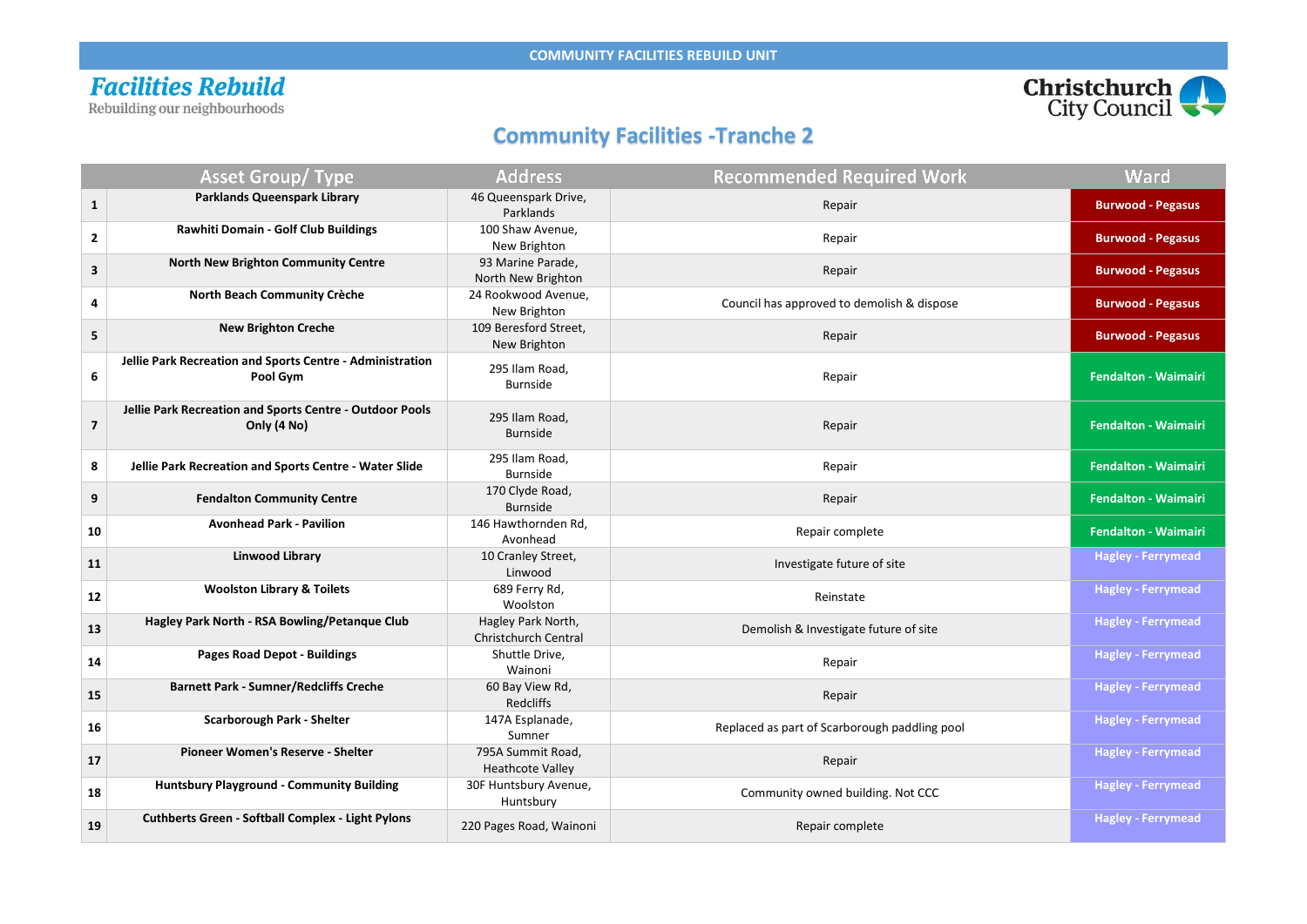COMMUNITY FACILITIES REBUILD UNIT

**Facilities Rebuild**
Rebuilding our neighbourhoods

Christchurch City Council

# Community Facilities -Tranche 2

| | Asset Group/ Type | Address | Recommended Required Work | Ward |
|---|---|---|---|---|
| **1** | **Parklands Queenspark Library** | 46 Queenspark Drive, Parklands | Repair | **Burwood - Pegasus** |
| **2** | **Rawhiti Domain - Golf Club Buildings** | 100 Shaw Avenue, New Brighton | Repair | **Burwood - Pegasus** |
| **3** | **North New Brighton Community Centre** | 93 Marine Parade, North New Brighton | Repair | **Burwood - Pegasus** |
| **4** | **North Beach Community Crèche** | 24 Rookwood Avenue, New Brighton | Council has approved to demolish & dispose | **Burwood - Pegasus** |
| **5** | **New Brighton Creche** | 109 Beresford Street, New Brighton | Repair | **Burwood - Pegasus** |
| **6** | **Jellie Park Recreation and Sports Centre - Administration Pool Gym** | 295 Ilam Road, Burnside | Repair | **Fendalton - Waimairi** |
| **7** | **Jellie Park Recreation and Sports Centre - Outdoor Pools Only (4 No)** | 295 Ilam Road, Burnside | Repair | **Fendalton - Waimairi** |
| **8** | **Jellie Park Recreation and Sports Centre - Water Slide** | 295 Ilam Road, Burnside | Repair | **Fendalton - Waimairi** |
| **9** | **Fendalton Community Centre** | 170 Clyde Road, Burnside | Repair | **Fendalton - Waimairi** |
| **10** | **Avonhead Park - Pavilion** | 146 Hawthornden Rd, Avonhead | Repair complete | **Fendalton - Waimairi** |
| **11** | **Linwood Library** | 10 Cranley Street, Linwood | Investigate future of site | **Hagley - Ferrymead** |
| **12** | **Woolston Library & Toilets** | 689 Ferry Rd, Woolston | Reinstate | **Hagley - Ferrymead** |
| **13** | **Hagley Park North - RSA Bowling/Petanque Club** | Hagley Park North, Christchurch Central | Demolish & Investigate future of site | **Hagley - Ferrymead** |
| **14** | **Pages Road Depot - Buildings** | Shuttle Drive, Wainoni | Repair | **Hagley - Ferrymead** |
| **15** | **Barnett Park - Sumner/Redcliffs Creche** | 60 Bay View Rd, Redcliffs | Repair | **Hagley - Ferrymead** |
| **16** | **Scarborough Park - Shelter** | 147A Esplanade, Sumner | Replaced as part of Scarborough paddling pool | **Hagley - Ferrymead** |
| **17** | **Pioneer Women's Reserve - Shelter** | 795A Summit Road, Heathcote Valley | Repair | **Hagley - Ferrymead** |
| **18** | **Huntsbury Playground - Community Building** | 30F Huntsbury Avenue, Huntsbury | Community owned building. Not CCC | **Hagley - Ferrymead** |
| **19** | **Cuthberts Green - Softball Complex - Light Pylons** | 220 Pages Road, Wainoni | Repair complete | **Hagley - Ferrymead** |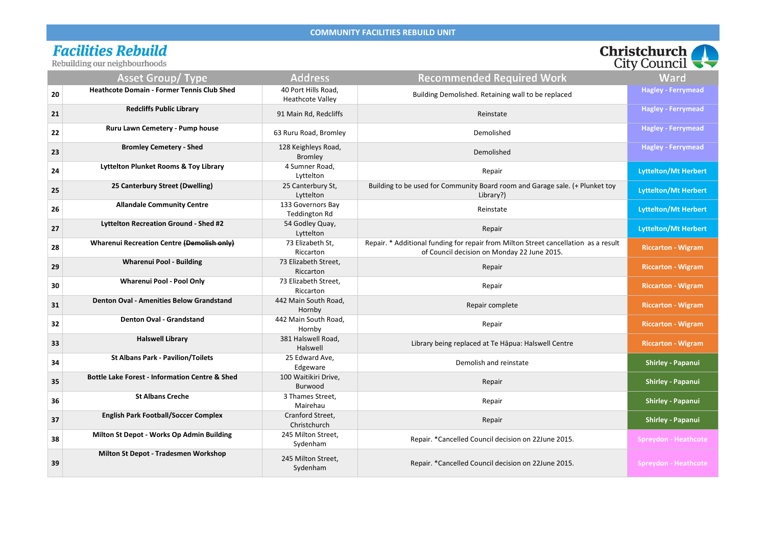**COMMUNITY FACILITIES REBUILD UNIT**

# Facilities Rebuild

Rebuilding our neighbourhoods

Christchurch City Council

| | Asset Group/ Type | Address | Recommended Required Work | Ward |
|---|---|---|---|---|
| 20 | **Heathcote Domain - Former Tennis Club Shed** | 40 Port Hills Road, Heathcote Valley | Building Demolished. Retaining wall to be replaced | Hagley - Ferrymead |
| 21 | **Redcliffs Public Library** | 91 Main Rd, Redcliffs | Reinstate | Hagley - Ferrymead |
| 22 | **Ruru Lawn Cemetery - Pump house** | 63 Ruru Road, Bromley | Demolished | Hagley - Ferrymead |
| 23 | **Bromley Cemetery - Shed** | 128 Keighleys Road, Bromley | Demolished | Hagley - Ferrymead |
| 24 | **Lyttelton Plunket Rooms & Toy Library** | 4 Sumner Road, Lyttelton | Repair | Lyttelton/Mt Herbert |
| 25 | **25 Canterbury Street (Dwelling)** | 25 Canterbury St, Lyttelton | Building to be used for Community Board room and Garage sale. (+ Plunket toy Library?) | Lyttelton/Mt Herbert |
| 26 | **Allandale Community Centre** | 133 Governors Bay Teddington Rd | Reinstate | Lyttelton/Mt Herbert |
| 27 | **Lyttelton Recreation Ground - Shed #2** | 54 Godley Quay, Lyttelton | Repair | Lyttelton/Mt Herbert |
| 28 | **Wharenui Recreation Centre ~~(Demolish only)~~** | 73 Elizabeth St, Riccarton | Repair. * Additional funding for repair from Milton Street cancellation as a result of Council decision on Monday 22 June 2015. | Riccarton - Wigram |
| 29 | **Wharenui Pool - Building** | 73 Elizabeth Street, Riccarton | Repair | Riccarton - Wigram |
| 30 | **Wharenui Pool - Pool Only** | 73 Elizabeth Street, Riccarton | Repair | Riccarton - Wigram |
| 31 | **Denton Oval - Amenities Below Grandstand** | 442 Main South Road, Hornby | Repair complete | Riccarton - Wigram |
| 32 | **Denton Oval - Grandstand** | 442 Main South Road, Hornby | Repair | Riccarton - Wigram |
| 33 | **Halswell Library** | 381 Halswell Road, Halswell | Library being replaced at Te Hāpua: Halswell Centre | Riccarton - Wigram |
| 34 | **St Albans Park - Pavilion/Toilets** | 25 Edward Ave, Edgeware | Demolish and reinstate | Shirley - Papanui |
| 35 | **Bottle Lake Forest - Information Centre & Shed** | 100 Waitikiri Drive, Burwood | Repair | Shirley - Papanui |
| 36 | **St Albans Creche** | 3 Thames Street, Mairehau | Repair | Shirley - Papanui |
| 37 | **English Park Football/Soccer Complex** | Cranford Street, Christchurch | Repair | Shirley - Papanui |
| 38 | **Milton St Depot - Works Op Admin Building** | 245 Milton Street, Sydenham | Repair. *Cancelled Council decision on 22June 2015. | Spreydon - Heathcote |
| 39 | **Milton St Depot - Tradesmen Workshop** | 245 Milton Street, Sydenham | Repair. *Cancelled Council decision on 22June 2015. | Spreydon - Heathcote |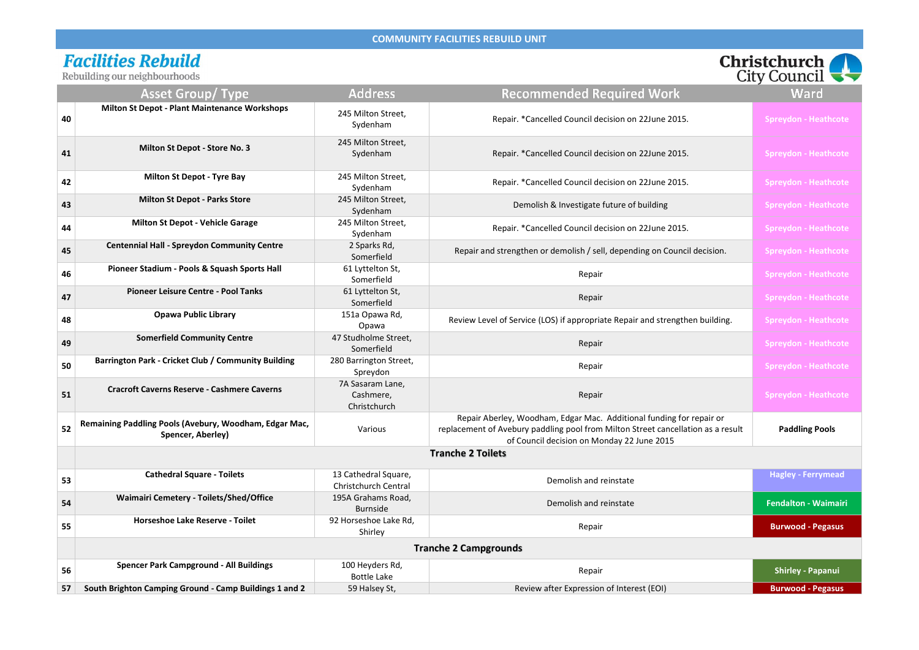COMMUNITY FACILITIES REBUILD UNIT

**Facilities Rebuild**
Rebuilding our neighbourhoods

Christchurch City Council

| | Asset Group/ Type | Address | Recommended Required Work | Ward |
|---|---|---|---|---|
| 40 | **Milton St Depot - Plant Maintenance Workshops** | 245 Milton Street, Sydenham | Repair. *Cancelled Council decision on 22June 2015. | Spreydon - Heathcote |
| 41 | **Milton St Depot - Store No. 3** | 245 Milton Street, Sydenham | Repair. *Cancelled Council decision on 22June 2015. | Spreydon - Heathcote |
| 42 | **Milton St Depot - Tyre Bay** | 245 Milton Street, Sydenham | Repair. *Cancelled Council decision on 22June 2015. | Spreydon - Heathcote |
| 43 | **Milton St Depot - Parks Store** | 245 Milton Street, Sydenham | Demolish & Investigate future of building | Spreydon - Heathcote |
| 44 | **Milton St Depot - Vehicle Garage** | 245 Milton Street, Sydenham | Repair. *Cancelled Council decision on 22June 2015. | Spreydon - Heathcote |
| 45 | **Centennial Hall - Spreydon Community Centre** | 2 Sparks Rd, Somerfield | Repair and strengthen or demolish / sell, depending on Council decision. | Spreydon - Heathcote |
| 46 | **Pioneer Stadium - Pools & Squash Sports Hall** | 61 Lyttelton St, Somerfield | Repair | Spreydon - Heathcote |
| 47 | **Pioneer Leisure Centre - Pool Tanks** | 61 Lyttelton St, Somerfield | Repair | Spreydon - Heathcote |
| 48 | **Opawa Public Library** | 151a Opawa Rd, Opawa | Review Level of Service (LOS) if appropriate Repair and strengthen building. | Spreydon - Heathcote |
| 49 | **Somerfield Community Centre** | 47 Studholme Street, Somerfield | Repair | Spreydon - Heathcote |
| 50 | **Barrington Park - Cricket Club / Community Building** | 280 Barrington Street, Spreydon | Repair | Spreydon - Heathcote |
| 51 | **Cracroft Caverns Reserve - Cashmere Caverns** | 7A Sasaram Lane, Cashmere, Christchurch | Repair | Spreydon - Heathcote |
| 52 | **Remaining Paddling Pools (Avebury, Woodham, Edgar Mac, Spencer, Aberley)** | Various | Repair Aberley, Woodham, Edgar Mac. Additional funding for repair or replacement of Avebury paddling pool from Milton Street cancellation as a result of Council decision on Monday 22 June 2015 | **Paddling Pools** |
| | **Tranche 2 Toilets** | | | |
| 53 | **Cathedral Square - Toilets** | 13 Cathedral Square, Christchurch Central | Demolish and reinstate | Hagley - Ferrymead |
| 54 | **Waimairi Cemetery - Toilets/Shed/Office** | 195A Grahams Road, Burnside | Demolish and reinstate | Fendalton - Waimairi |
| 55 | **Horseshoe Lake Reserve - Toilet** | 92 Horseshoe Lake Rd, Shirley | Repair | Burwood - Pegasus |
| | **Tranche 2 Campgrounds** | | | |
| 56 | **Spencer Park Campground - All Buildings** | 100 Heyders Rd, Bottle Lake | Repair | Shirley - Papanui |
| 57 | **South Brighton Camping Ground - Camp Buildings 1 and 2** | 59 Halsey St, | Review after Expression of Interest (EOI) | Burwood - Pegasus |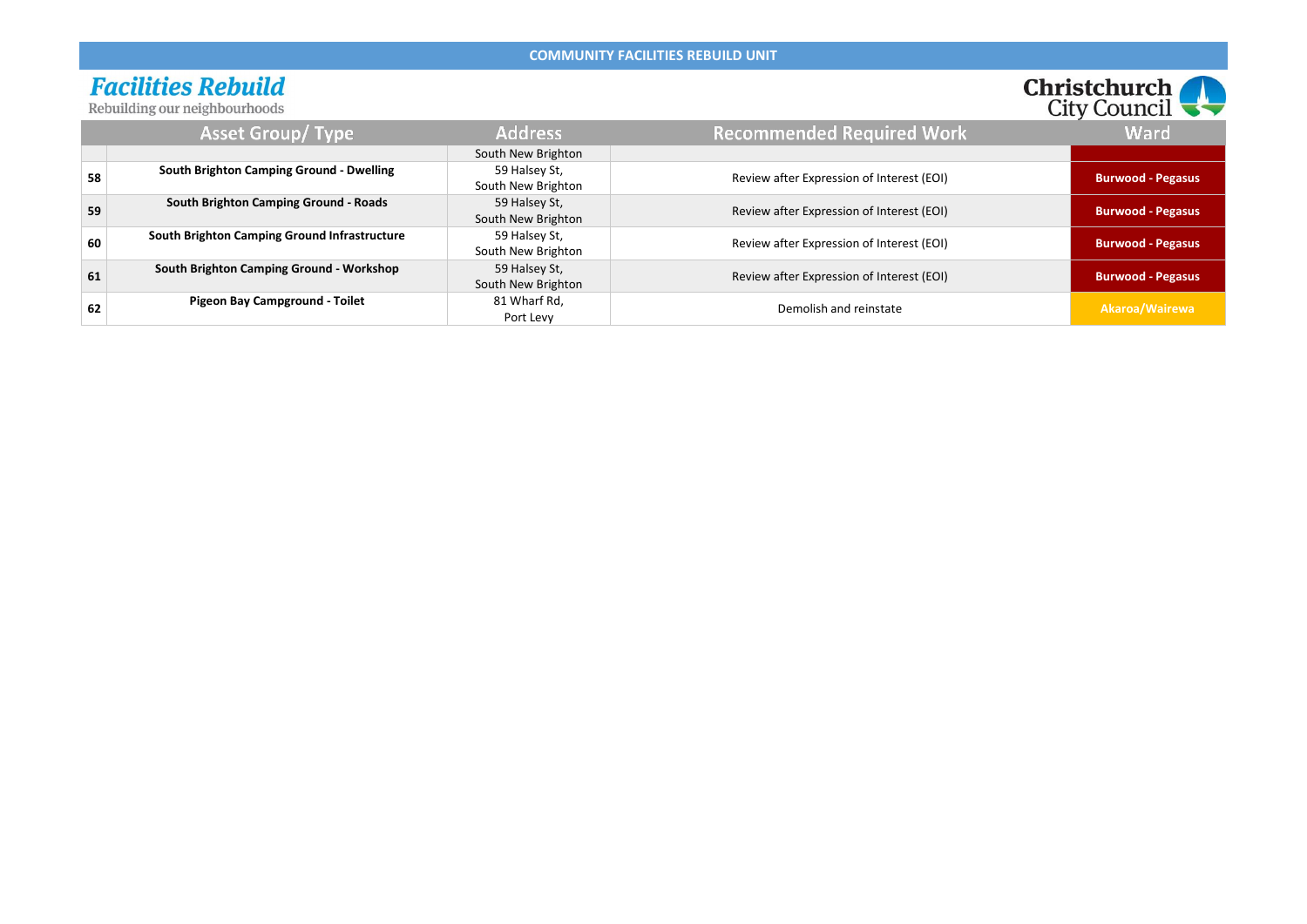COMMUNITY FACILITIES REBUILD UNIT

**Facilities Rebuild**
Rebuilding our neighbourhoods

Christchurch City Council

| | Asset Group/ Type | Address | Recommended Required Work | Ward |
|---|---|---|---|---|
| | | South New Brighton | | |
| **58** | **South Brighton Camping Ground - Dwelling** | 59 Halsey St, South New Brighton | Review after Expression of Interest (EOI) | **Burwood - Pegasus** |
| **59** | **South Brighton Camping Ground - Roads** | 59 Halsey St, South New Brighton | Review after Expression of Interest (EOI) | **Burwood - Pegasus** |
| **60** | **South Brighton Camping Ground Infrastructure** | 59 Halsey St, South New Brighton | Review after Expression of Interest (EOI) | **Burwood - Pegasus** |
| **61** | **South Brighton Camping Ground - Workshop** | 59 Halsey St, South New Brighton | Review after Expression of Interest (EOI) | **Burwood - Pegasus** |
| **62** | **Pigeon Bay Campground - Toilet** | 81 Wharf Rd, Port Levy | Demolish and reinstate | **Akaroa/Wairewa** |